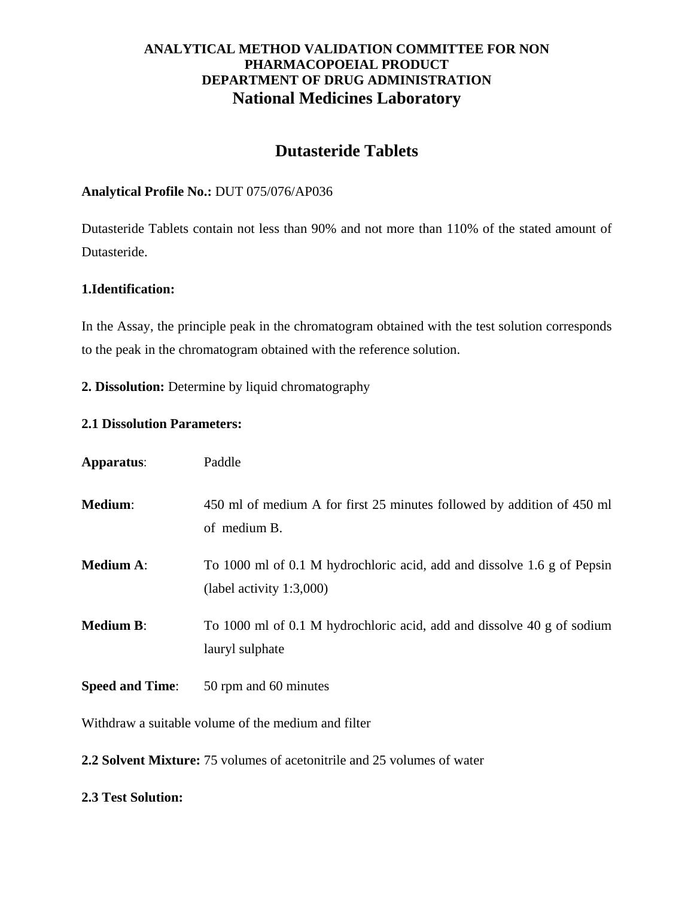**ANALYTICAL METHOD VALIDATION COMMITTEE FOR NON PHARMACOPOEIAL PRODUCT**
**DEPARTMENT OF DRUG ADMINISTRATION**
**National Medicines Laboratory**

# Dutasteride Tablets

**Analytical Profile No.:** DUT 075/076/AP036

Dutasteride Tablets contain not less than 90% and not more than 110% of the stated amount of Dutasteride.

**1.Identification:**

In the Assay, the principle peak in the chromatogram obtained with the test solution corresponds to the peak in the chromatogram obtained with the reference solution.

**2. Dissolution:** Determine by liquid chromatography

**2.1 Dissolution Parameters:**

**Apparatus**: Paddle

**Medium**: 450 ml of medium A for first 25 minutes followed by addition of 450 ml of medium B.

**Medium A**: To 1000 ml of 0.1 M hydrochloric acid, add and dissolve 1.6 g of Pepsin (label activity 1:3,000)

**Medium B**: To 1000 ml of 0.1 M hydrochloric acid, add and dissolve 40 g of sodium lauryl sulphate

**Speed and Time**: 50 rpm and 60 minutes

Withdraw a suitable volume of the medium and filter

**2.2 Solvent Mixture:** 75 volumes of acetonitrile and 25 volumes of water

**2.3 Test Solution:**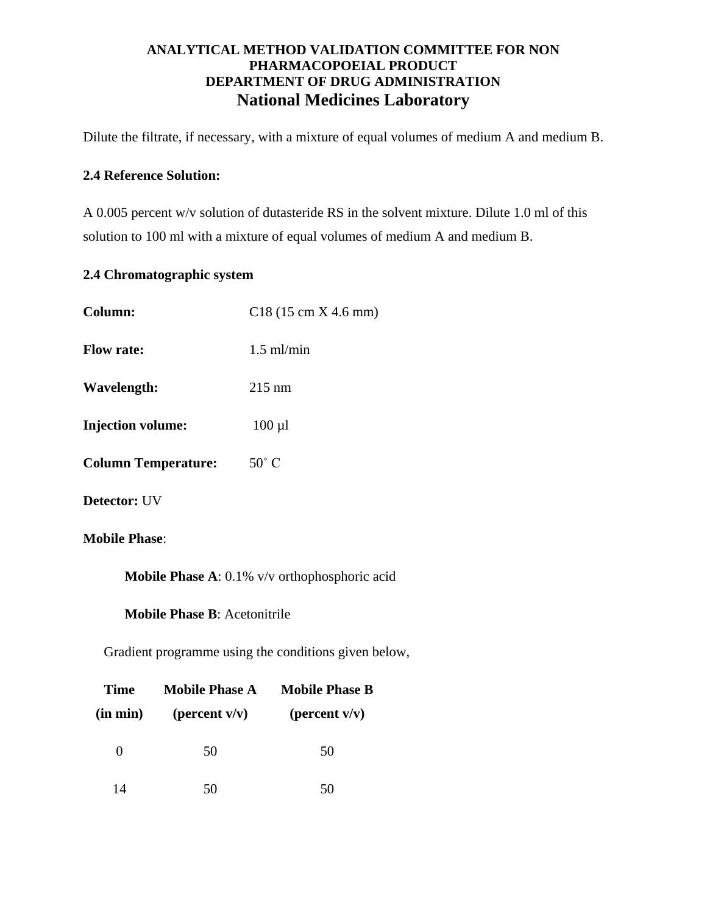Dilute the filtrate, if necessary, with a mixture of equal volumes of medium A and medium B.

**2.4 Reference Solution:**

A 0.005 percent w/v solution of dutasteride RS in the solvent mixture. Dilute 1.0 ml of this solution to 100 ml with a mixture of equal volumes of medium A and medium B.

**2.4 Chromatographic system**

**Column:** C18 (15 cm X 4.6 mm)

**Flow rate:** 1.5 ml/min

**Wavelength:** 215 nm

**Injection volume:** 100 µl

**Column Temperature:** 50˚ C

**Detector:** UV

**Mobile Phase**:

**Mobile Phase A**: 0.1% v/v orthophosphoric acid

**Mobile Phase B**: Acetonitrile

Gradient programme using the conditions given below,

| Time (in min) | Mobile Phase A (percent v/v) | Mobile Phase B (percent v/v) |
|---|---|---|
| 0 | 50 | 50 |
| 14 | 50 | 50 |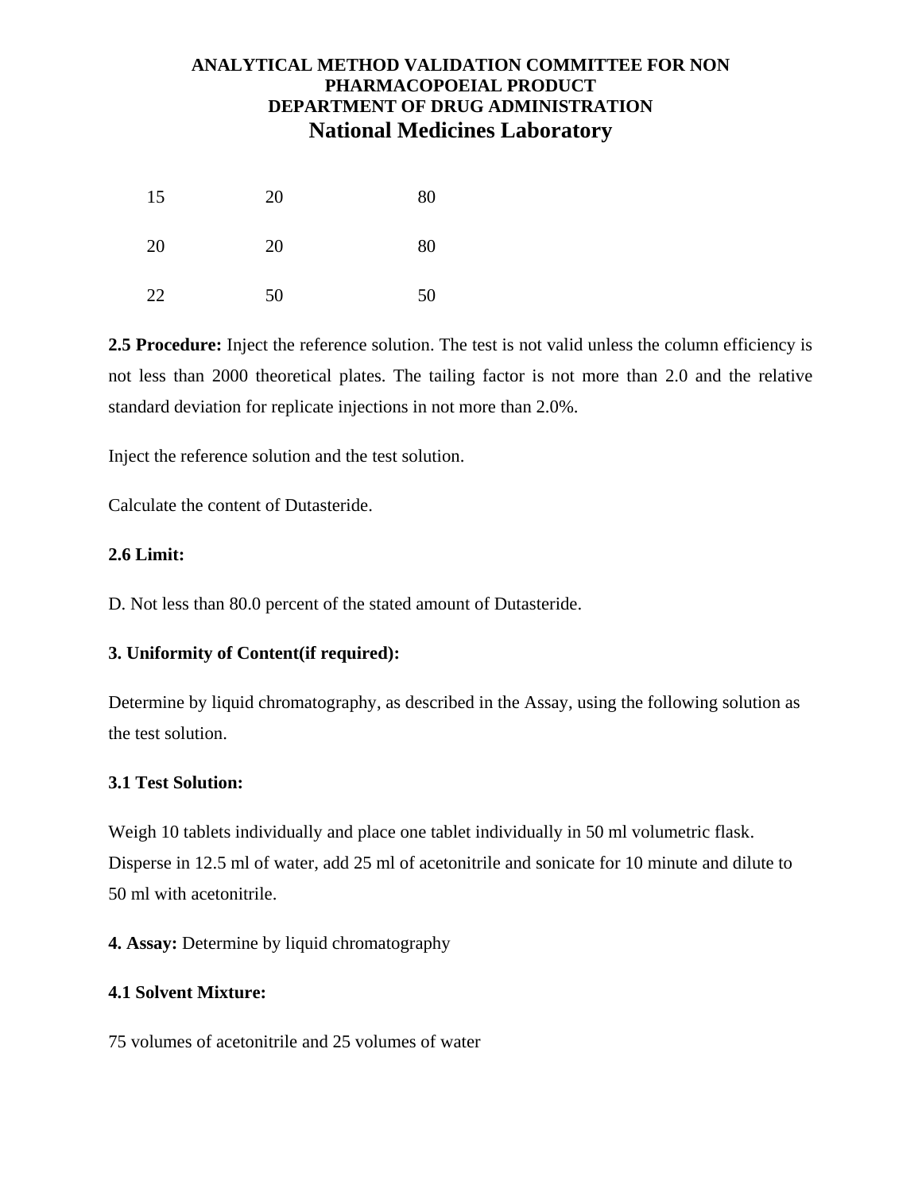| | | |
|---|---|---|
| 15 | 20 | 80 |
| 20 | 20 | 80 |
| 22 | 50 | 50 |

**2.5 Procedure:** Inject the reference solution. The test is not valid unless the column efficiency is not less than 2000 theoretical plates. The tailing factor is not more than 2.0 and the relative standard deviation for replicate injections in not more than 2.0%.

Inject the reference solution and the test solution.

Calculate the content of Dutasteride.

**2.6 Limit:**

D. Not less than 80.0 percent of the stated amount of Dutasteride.

**3. Uniformity of Content(if required):**

Determine by liquid chromatography, as described in the Assay, using the following solution as the test solution.

**3.1 Test Solution:**

Weigh 10 tablets individually and place one tablet individually in 50 ml volumetric flask. Disperse in 12.5 ml of water, add 25 ml of acetonitrile and sonicate for 10 minute and dilute to 50 ml with acetonitrile.

**4. Assay:** Determine by liquid chromatography

**4.1 Solvent Mixture:**

75 volumes of acetonitrile and 25 volumes of water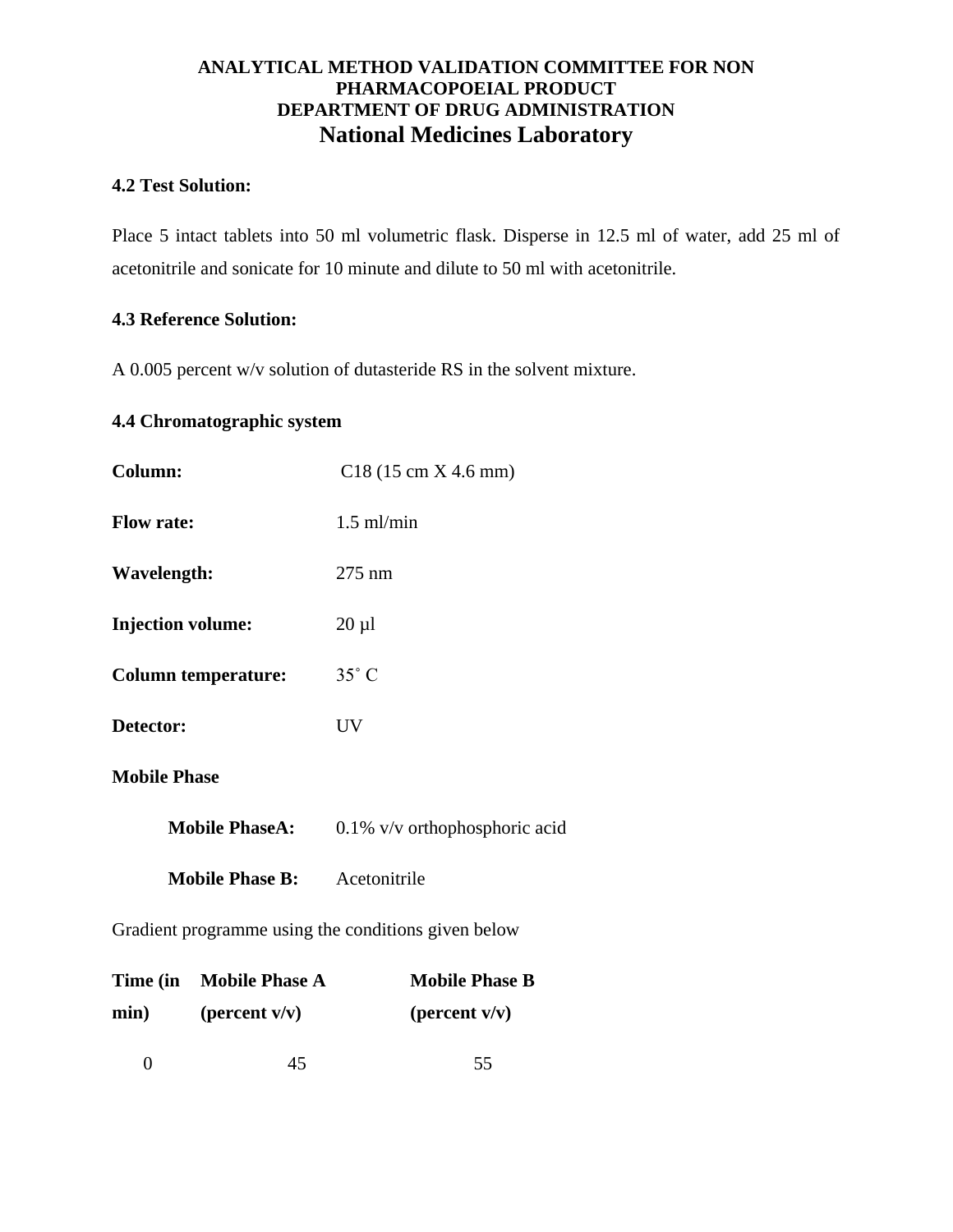**ANALYTICAL METHOD VALIDATION COMMITTEE FOR NON PHARMACOPOEIAL PRODUCT**
**DEPARTMENT OF DRUG ADMINISTRATION**
**National Medicines Laboratory**

**4.2 Test Solution:**

Place 5 intact tablets into 50 ml volumetric flask. Disperse in 12.5 ml of water, add 25 ml of acetonitrile and sonicate for 10 minute and dilute to 50 ml with acetonitrile.

**4.3 Reference Solution:**

A 0.005 percent w/v solution of dutasteride RS in the solvent mixture.

**4.4 Chromatographic system**

**Column:** C18 (15 cm X 4.6 mm)

**Flow rate:** 1.5 ml/min

**Wavelength:** 275 nm

**Injection volume:** 20 µl

**Column temperature:** 35˚ C

**Detector:** UV

**Mobile Phase**

**Mobile PhaseA:** 0.1% v/v orthophosphoric acid

**Mobile Phase B:** Acetonitrile

Gradient programme using the conditions given below

| Time (in min) | Mobile Phase A (percent v/v) | Mobile Phase B (percent v/v) |
|---|---|---|
| 0 | 45 | 55 |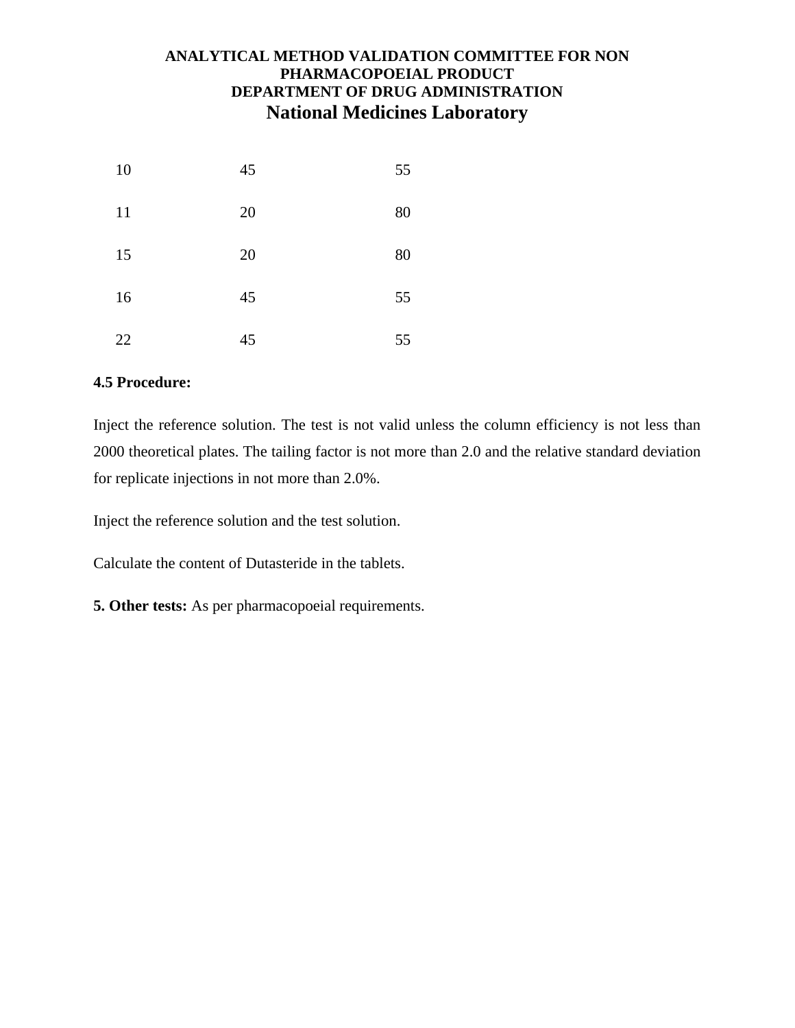| | | |
|---|---|---|
| 10 | 45 | 55 |
| 11 | 20 | 80 |
| 15 | 20 | 80 |
| 16 | 45 | 55 |
| 22 | 45 | 55 |

**4.5 Procedure:**

Inject the reference solution. The test is not valid unless the column efficiency is not less than 2000 theoretical plates. The tailing factor is not more than 2.0 and the relative standard deviation for replicate injections in not more than 2.0%.

Inject the reference solution and the test solution.

Calculate the content of Dutasteride in the tablets.

**5. Other tests:** As per pharmacopoeial requirements.